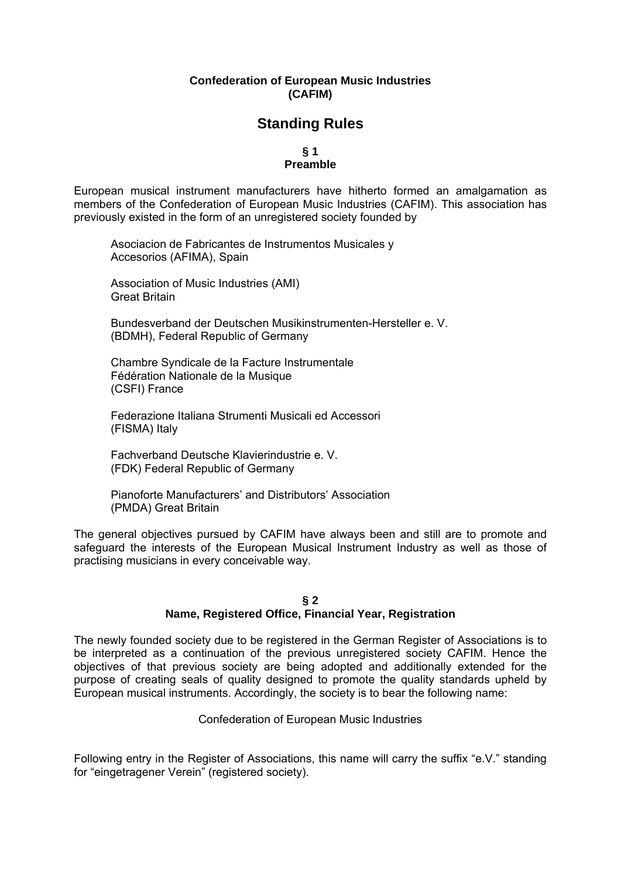**Confederation of European Music Industries (CAFIM)**

# Standing Rules

## § 1 Preamble

European musical instrument manufacturers have hitherto formed an amalgamation as members of the Confederation of European Music Industries (CAFIM). This association has previously existed in the form of an unregistered society founded by

> Asociacion de Fabricantes de Instrumentos Musicales y Accesorios (AFIMA), Spain
>
> Association of Music Industries (AMI) Great Britain
>
> Bundesverband der Deutschen Musikinstrumenten-Hersteller e. V. (BDMH), Federal Republic of Germany
>
> Chambre Syndicale de la Facture Instrumentale Fédération Nationale de la Musique (CSFI) France
>
> Federazione Italiana Strumenti Musicali ed Accessori (FISMA) Italy
>
> Fachverband Deutsche Klavierindustrie e. V. (FDK) Federal Republic of Germany
>
> Pianoforte Manufacturers' and Distributors' Association (PMDA) Great Britain

The general objectives pursued by CAFIM have always been and still are to promote and safeguard the interests of the European Musical Instrument Industry as well as those of practising musicians in every conceivable way.

## § 2 Name, Registered Office, Financial Year, Registration

The newly founded society due to be registered in the German Register of Associations is to be interpreted as a continuation of the previous unregistered society CAFIM. Hence the objectives of that previous society are being adopted and additionally extended for the purpose of creating seals of quality designed to promote the quality standards upheld by European musical instruments. Accordingly, the society is to bear the following name:

Confederation of European Music Industries

Following entry in the Register of Associations, this name will carry the suffix "e.V." standing for "eingetragener Verein" (registered society).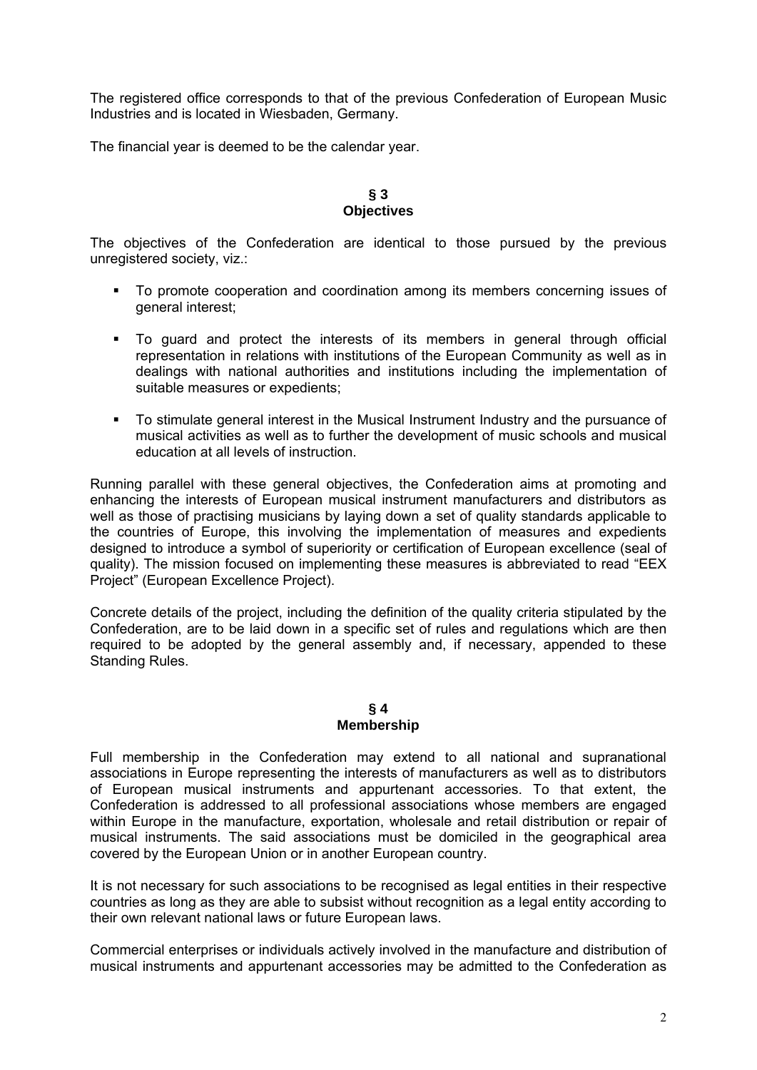The registered office corresponds to that of the previous Confederation of European Music Industries and is located in Wiesbaden, Germany.

The financial year is deemed to be the calendar year.

## § 3
## Objectives

The objectives of the Confederation are identical to those pursued by the previous unregistered society, viz.:

- To promote cooperation and coordination among its members concerning issues of general interest;
- To guard and protect the interests of its members in general through official representation in relations with institutions of the European Community as well as in dealings with national authorities and institutions including the implementation of suitable measures or expedients;
- To stimulate general interest in the Musical Instrument Industry and the pursuance of musical activities as well as to further the development of music schools and musical education at all levels of instruction.

Running parallel with these general objectives, the Confederation aims at promoting and enhancing the interests of European musical instrument manufacturers and distributors as well as those of practising musicians by laying down a set of quality standards applicable to the countries of Europe, this involving the implementation of measures and expedients designed to introduce a symbol of superiority or certification of European excellence (seal of quality). The mission focused on implementing these measures is abbreviated to read "EEX Project" (European Excellence Project).

Concrete details of the project, including the definition of the quality criteria stipulated by the Confederation, are to be laid down in a specific set of rules and regulations which are then required to be adopted by the general assembly and, if necessary, appended to these Standing Rules.

## § 4
## Membership

Full membership in the Confederation may extend to all national and supranational associations in Europe representing the interests of manufacturers as well as to distributors of European musical instruments and appurtenant accessories. To that extent, the Confederation is addressed to all professional associations whose members are engaged within Europe in the manufacture, exportation, wholesale and retail distribution or repair of musical instruments. The said associations must be domiciled in the geographical area covered by the European Union or in another European country.

It is not necessary for such associations to be recognised as legal entities in their respective countries as long as they are able to subsist without recognition as a legal entity according to their own relevant national laws or future European laws.

Commercial enterprises or individuals actively involved in the manufacture and distribution of musical instruments and appurtenant accessories may be admitted to the Confederation as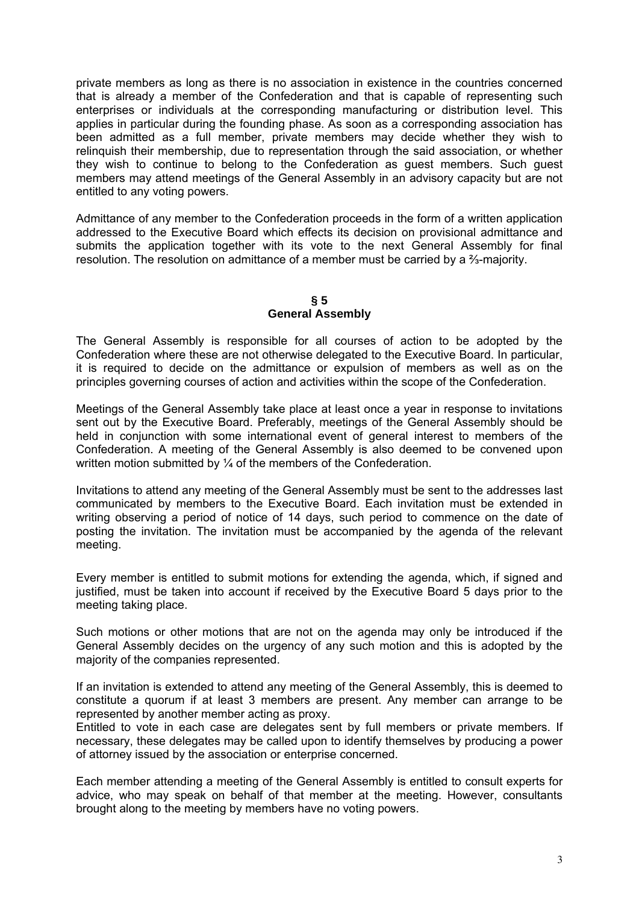private members as long as there is no association in existence in the countries concerned that is already a member of the Confederation and that is capable of representing such enterprises or individuals at the corresponding manufacturing or distribution level. This applies in particular during the founding phase. As soon as a corresponding association has been admitted as a full member, private members may decide whether they wish to relinquish their membership, due to representation through the said association, or whether they wish to continue to belong to the Confederation as guest members. Such guest members may attend meetings of the General Assembly in an advisory capacity but are not entitled to any voting powers.

Admittance of any member to the Confederation proceeds in the form of a written application addressed to the Executive Board which effects its decision on provisional admittance and submits the application together with its vote to the next General Assembly for final resolution. The resolution on admittance of a member must be carried by a ⅔-majority.

## § 5
## General Assembly

The General Assembly is responsible for all courses of action to be adopted by the Confederation where these are not otherwise delegated to the Executive Board. In particular, it is required to decide on the admittance or expulsion of members as well as on the principles governing courses of action and activities within the scope of the Confederation.

Meetings of the General Assembly take place at least once a year in response to invitations sent out by the Executive Board. Preferably, meetings of the General Assembly should be held in conjunction with some international event of general interest to members of the Confederation. A meeting of the General Assembly is also deemed to be convened upon written motion submitted by ¼ of the members of the Confederation.

Invitations to attend any meeting of the General Assembly must be sent to the addresses last communicated by members to the Executive Board. Each invitation must be extended in writing observing a period of notice of 14 days, such period to commence on the date of posting the invitation. The invitation must be accompanied by the agenda of the relevant meeting.

Every member is entitled to submit motions for extending the agenda, which, if signed and justified, must be taken into account if received by the Executive Board 5 days prior to the meeting taking place.

Such motions or other motions that are not on the agenda may only be introduced if the General Assembly decides on the urgency of any such motion and this is adopted by the majority of the companies represented.

If an invitation is extended to attend any meeting of the General Assembly, this is deemed to constitute a quorum if at least 3 members are present. Any member can arrange to be represented by another member acting as proxy.
Entitled to vote in each case are delegates sent by full members or private members. If necessary, these delegates may be called upon to identify themselves by producing a power of attorney issued by the association or enterprise concerned.

Each member attending a meeting of the General Assembly is entitled to consult experts for advice, who may speak on behalf of that member at the meeting. However, consultants brought along to the meeting by members have no voting powers.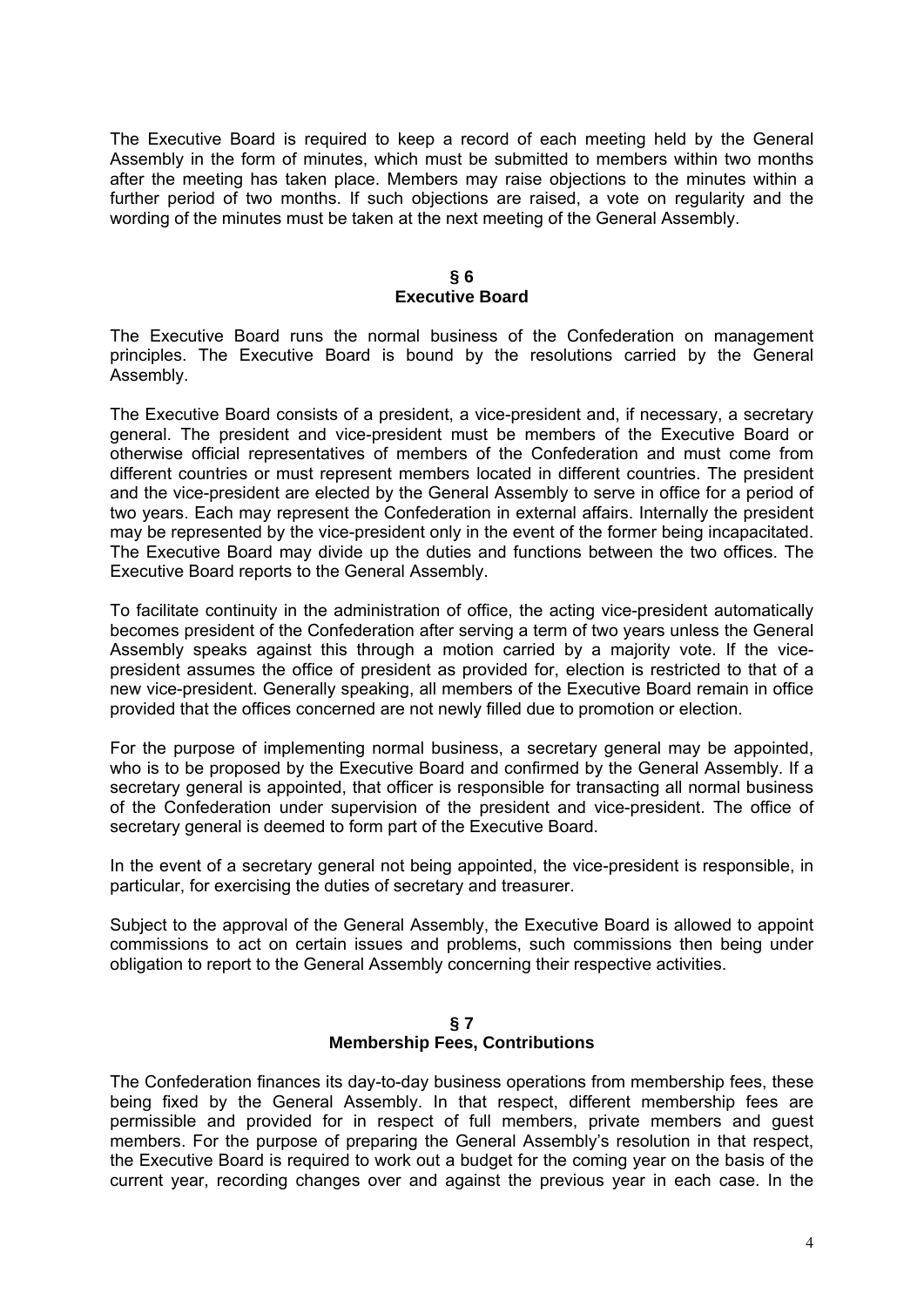The Executive Board is required to keep a record of each meeting held by the General Assembly in the form of minutes, which must be submitted to members within two months after the meeting has taken place. Members may raise objections to the minutes within a further period of two months. If such objections are raised, a vote on regularity and the wording of the minutes must be taken at the next meeting of the General Assembly.

## § 6
## Executive Board

The Executive Board runs the normal business of the Confederation on management principles. The Executive Board is bound by the resolutions carried by the General Assembly.

The Executive Board consists of a president, a vice-president and, if necessary, a secretary general. The president and vice-president must be members of the Executive Board or otherwise official representatives of members of the Confederation and must come from different countries or must represent members located in different countries. The president and the vice-president are elected by the General Assembly to serve in office for a period of two years. Each may represent the Confederation in external affairs. Internally the president may be represented by the vice-president only in the event of the former being incapacitated. The Executive Board may divide up the duties and functions between the two offices. The Executive Board reports to the General Assembly.

To facilitate continuity in the administration of office, the acting vice-president automatically becomes president of the Confederation after serving a term of two years unless the General Assembly speaks against this through a motion carried by a majority vote. If the vice-president assumes the office of president as provided for, election is restricted to that of a new vice-president. Generally speaking, all members of the Executive Board remain in office provided that the offices concerned are not newly filled due to promotion or election.

For the purpose of implementing normal business, a secretary general may be appointed, who is to be proposed by the Executive Board and confirmed by the General Assembly. If a secretary general is appointed, that officer is responsible for transacting all normal business of the Confederation under supervision of the president and vice-president. The office of secretary general is deemed to form part of the Executive Board.

In the event of a secretary general not being appointed, the vice-president is responsible, in particular, for exercising the duties of secretary and treasurer.

Subject to the approval of the General Assembly, the Executive Board is allowed to appoint commissions to act on certain issues and problems, such commissions then being under obligation to report to the General Assembly concerning their respective activities.

## § 7
## Membership Fees, Contributions

The Confederation finances its day-to-day business operations from membership fees, these being fixed by the General Assembly. In that respect, different membership fees are permissible and provided for in respect of full members, private members and guest members. For the purpose of preparing the General Assembly's resolution in that respect, the Executive Board is required to work out a budget for the coming year on the basis of the current year, recording changes over and against the previous year in each case. In the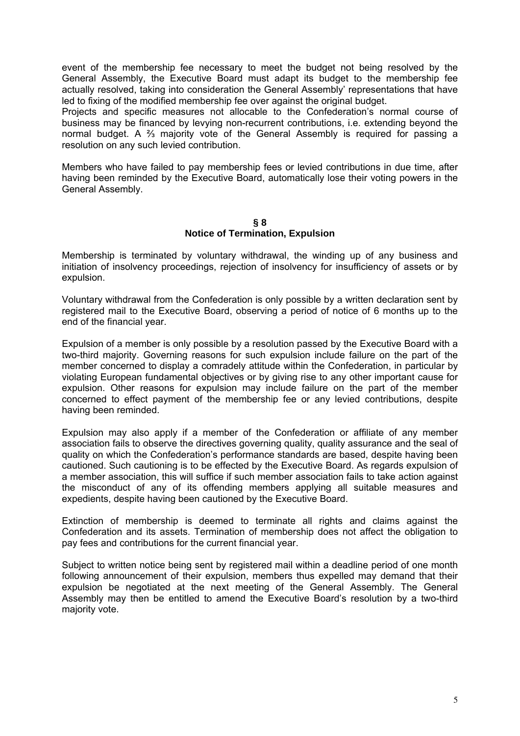event of the membership fee necessary to meet the budget not being resolved by the General Assembly, the Executive Board must adapt its budget to the membership fee actually resolved, taking into consideration the General Assembly' representations that have led to fixing of the modified membership fee over against the original budget.
Projects and specific measures not allocable to the Confederation's normal course of business may be financed by levying non-recurrent contributions, i.e. extending beyond the normal budget. A ⅔ majority vote of the General Assembly is required for passing a resolution on any such levied contribution.

Members who have failed to pay membership fees or levied contributions in due time, after having been reminded by the Executive Board, automatically lose their voting powers in the General Assembly.

## § 8
## Notice of Termination, Expulsion

Membership is terminated by voluntary withdrawal, the winding up of any business and initiation of insolvency proceedings, rejection of insolvency for insufficiency of assets or by expulsion.

Voluntary withdrawal from the Confederation is only possible by a written declaration sent by registered mail to the Executive Board, observing a period of notice of 6 months up to the end of the financial year.

Expulsion of a member is only possible by a resolution passed by the Executive Board with a two-third majority. Governing reasons for such expulsion include failure on the part of the member concerned to display a comradely attitude within the Confederation, in particular by violating European fundamental objectives or by giving rise to any other important cause for expulsion. Other reasons for expulsion may include failure on the part of the member concerned to effect payment of the membership fee or any levied contributions, despite having been reminded.

Expulsion may also apply if a member of the Confederation or affiliate of any member association fails to observe the directives governing quality, quality assurance and the seal of quality on which the Confederation's performance standards are based, despite having been cautioned. Such cautioning is to be effected by the Executive Board. As regards expulsion of a member association, this will suffice if such member association fails to take action against the misconduct of any of its offending members applying all suitable measures and expedients, despite having been cautioned by the Executive Board.

Extinction of membership is deemed to terminate all rights and claims against the Confederation and its assets. Termination of membership does not affect the obligation to pay fees and contributions for the current financial year.

Subject to written notice being sent by registered mail within a deadline period of one month following announcement of their expulsion, members thus expelled may demand that their expulsion be negotiated at the next meeting of the General Assembly. The General Assembly may then be entitled to amend the Executive Board's resolution by a two-third majority vote.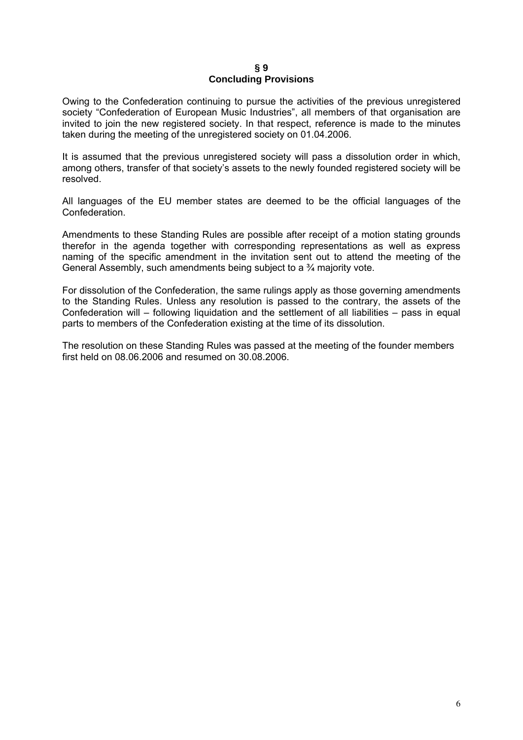## § 9
## Concluding Provisions

Owing to the Confederation continuing to pursue the activities of the previous unregistered society "Confederation of European Music Industries", all members of that organisation are invited to join the new registered society. In that respect, reference is made to the minutes taken during the meeting of the unregistered society on 01.04.2006.

It is assumed that the previous unregistered society will pass a dissolution order in which, among others, transfer of that society's assets to the newly founded registered society will be resolved.

All languages of the EU member states are deemed to be the official languages of the Confederation.

Amendments to these Standing Rules are possible after receipt of a motion stating grounds therefor in the agenda together with corresponding representations as well as express naming of the specific amendment in the invitation sent out to attend the meeting of the General Assembly, such amendments being subject to a ¾ majority vote.

For dissolution of the Confederation, the same rulings apply as those governing amendments to the Standing Rules. Unless any resolution is passed to the contrary, the assets of the Confederation will – following liquidation and the settlement of all liabilities – pass in equal parts to members of the Confederation existing at the time of its dissolution.

The resolution on these Standing Rules was passed at the meeting of the founder members first held on 08.06.2006 and resumed on 30.08.2006.